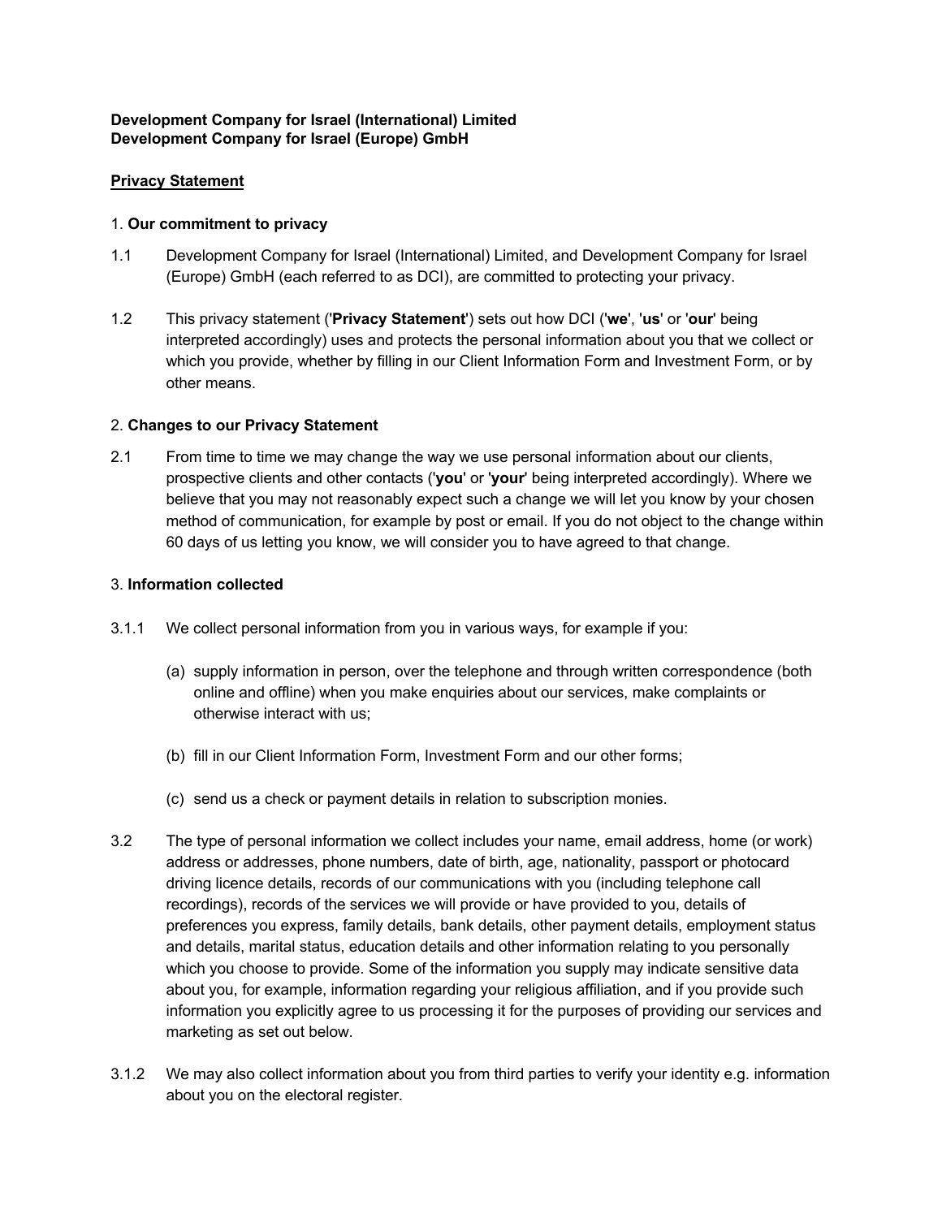**Development Company for Israel (International) Limited**
**Development Company for Israel (Europe) GmbH**

## Privacy Statement

### 1. Our commitment to privacy

1.1 Development Company for Israel (International) Limited, and Development Company for Israel (Europe) GmbH (each referred to as DCI), are committed to protecting your privacy.

1.2 This privacy statement ('**Privacy Statement**') sets out how DCI ('**we**', '**us**' or '**our**' being interpreted accordingly) uses and protects the personal information about you that we collect or which you provide, whether by filling in our Client Information Form and Investment Form, or by other means.

### 2. Changes to our Privacy Statement

2.1 From time to time we may change the way we use personal information about our clients, prospective clients and other contacts ('**you**' or '**your**' being interpreted accordingly). Where we believe that you may not reasonably expect such a change we will let you know by your chosen method of communication, for example by post or email. If you do not object to the change within 60 days of us letting you know, we will consider you to have agreed to that change.

### 3. Information collected

3.1.1 We collect personal information from you in various ways, for example if you:

(a) supply information in person, over the telephone and through written correspondence (both online and offline) when you make enquiries about our services, make complaints or otherwise interact with us;

(b) fill in our Client Information Form, Investment Form and our other forms;

(c) send us a check or payment details in relation to subscription monies.

3.2 The type of personal information we collect includes your name, email address, home (or work) address or addresses, phone numbers, date of birth, age, nationality, passport or photocard driving licence details, records of our communications with you (including telephone call recordings), records of the services we will provide or have provided to you, details of preferences you express, family details, bank details, other payment details, employment status and details, marital status, education details and other information relating to you personally which you choose to provide. Some of the information you supply may indicate sensitive data about you, for example, information regarding your religious affiliation, and if you provide such information you explicitly agree to us processing it for the purposes of providing our services and marketing as set out below.

3.1.2 We may also collect information about you from third parties to verify your identity e.g. information about you on the electoral register.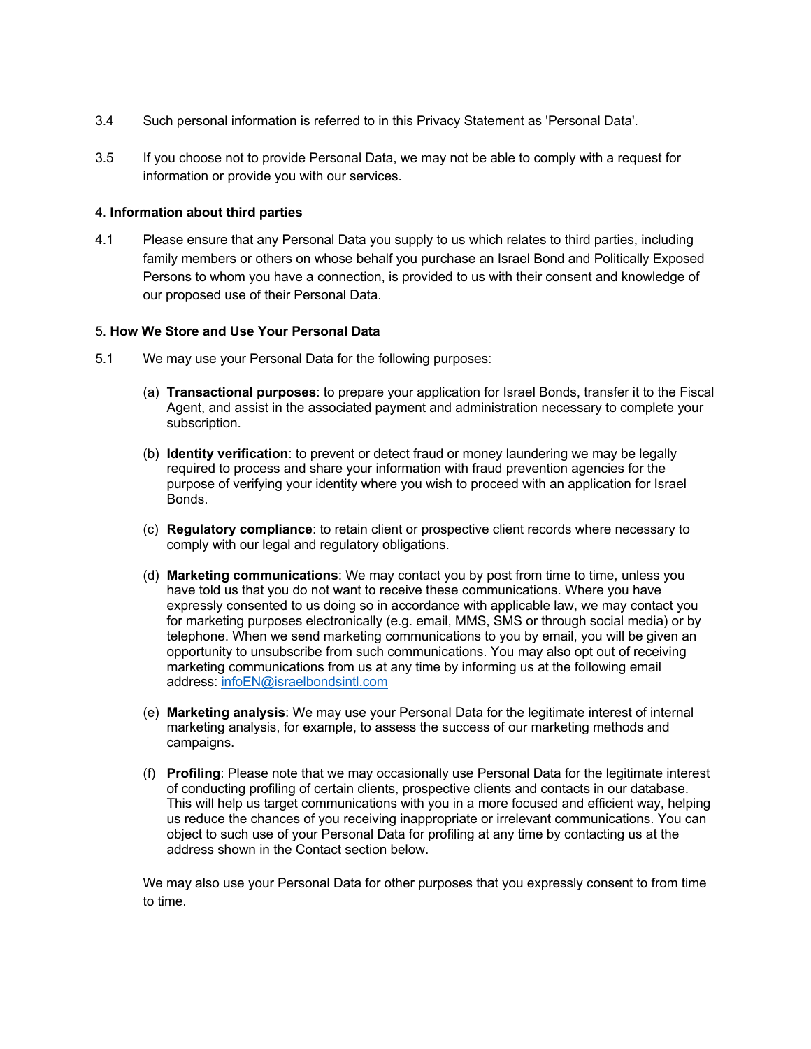3.4 Such personal information is referred to in this Privacy Statement as 'Personal Data'.

3.5 If you choose not to provide Personal Data, we may not be able to comply with a request for information or provide you with our services.

4. **Information about third parties**

4.1 Please ensure that any Personal Data you supply to us which relates to third parties, including family members or others on whose behalf you purchase an Israel Bond and Politically Exposed Persons to whom you have a connection, is provided to us with their consent and knowledge of our proposed use of their Personal Data.

5. **How We Store and Use Your Personal Data**

5.1 We may use your Personal Data for the following purposes:

(a) **Transactional purposes**: to prepare your application for Israel Bonds, transfer it to the Fiscal Agent, and assist in the associated payment and administration necessary to complete your subscription.

(b) **Identity verification**: to prevent or detect fraud or money laundering we may be legally required to process and share your information with fraud prevention agencies for the purpose of verifying your identity where you wish to proceed with an application for Israel Bonds.

(c) **Regulatory compliance**: to retain client or prospective client records where necessary to comply with our legal and regulatory obligations.

(d) **Marketing communications**: We may contact you by post from time to time, unless you have told us that you do not want to receive these communications. Where you have expressly consented to us doing so in accordance with applicable law, we may contact you for marketing purposes electronically (e.g. email, MMS, SMS or through social media) or by telephone. When we send marketing communications to you by email, you will be given an opportunity to unsubscribe from such communications. You may also opt out of receiving marketing communications from us at any time by informing us at the following email address: infoEN@israelbondsintl.com

(e) **Marketing analysis**: We may use your Personal Data for the legitimate interest of internal marketing analysis, for example, to assess the success of our marketing methods and campaigns.

(f) **Profiling**: Please note that we may occasionally use Personal Data for the legitimate interest of conducting profiling of certain clients, prospective clients and contacts in our database. This will help us target communications with you in a more focused and efficient way, helping us reduce the chances of you receiving inappropriate or irrelevant communications. You can object to such use of your Personal Data for profiling at any time by contacting us at the address shown in the Contact section below.

We may also use your Personal Data for other purposes that you expressly consent to from time to time.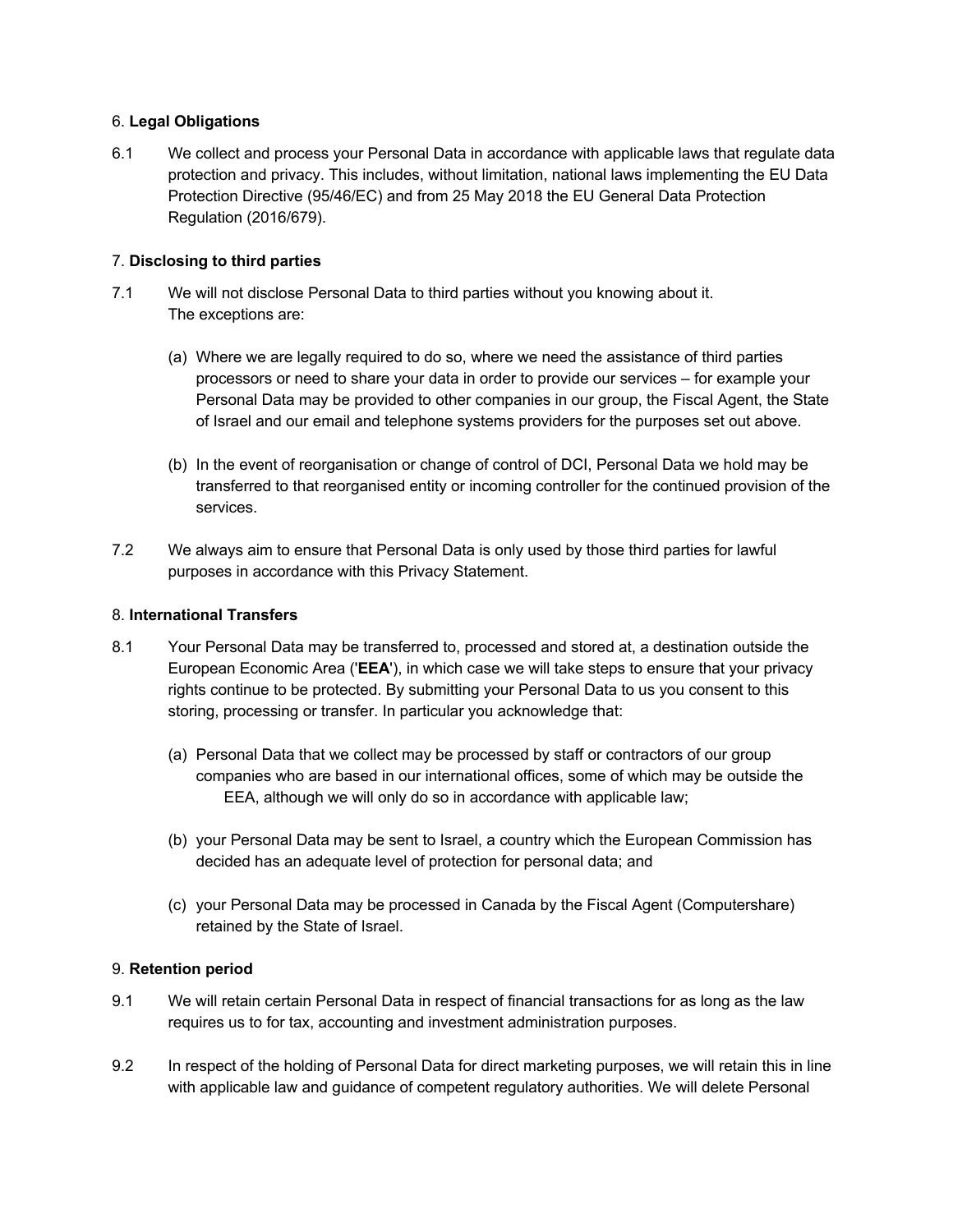6. **Legal Obligations**

6.1 We collect and process your Personal Data in accordance with applicable laws that regulate data protection and privacy. This includes, without limitation, national laws implementing the EU Data Protection Directive (95/46/EC) and from 25 May 2018 the EU General Data Protection Regulation (2016/679).

7. **Disclosing to third parties**

7.1 We will not disclose Personal Data to third parties without you knowing about it. The exceptions are:

(a) Where we are legally required to do so, where we need the assistance of third parties processors or need to share your data in order to provide our services – for example your Personal Data may be provided to other companies in our group, the Fiscal Agent, the State of Israel and our email and telephone systems providers for the purposes set out above.

(b) In the event of reorganisation or change of control of DCI, Personal Data we hold may be transferred to that reorganised entity or incoming controller for the continued provision of the services.

7.2 We always aim to ensure that Personal Data is only used by those third parties for lawful purposes in accordance with this Privacy Statement.

8. **International Transfers**

8.1 Your Personal Data may be transferred to, processed and stored at, a destination outside the European Economic Area ('**EEA**'), in which case we will take steps to ensure that your privacy rights continue to be protected. By submitting your Personal Data to us you consent to this storing, processing or transfer. In particular you acknowledge that:

(a) Personal Data that we collect may be processed by staff or contractors of our group companies who are based in our international offices, some of which may be outside the EEA, although we will only do so in accordance with applicable law;

(b) your Personal Data may be sent to Israel, a country which the European Commission has decided has an adequate level of protection for personal data; and

(c) your Personal Data may be processed in Canada by the Fiscal Agent (Computershare) retained by the State of Israel.

9. **Retention period**

9.1 We will retain certain Personal Data in respect of financial transactions for as long as the law requires us to for tax, accounting and investment administration purposes.

9.2 In respect of the holding of Personal Data for direct marketing purposes, we will retain this in line with applicable law and guidance of competent regulatory authorities. We will delete Personal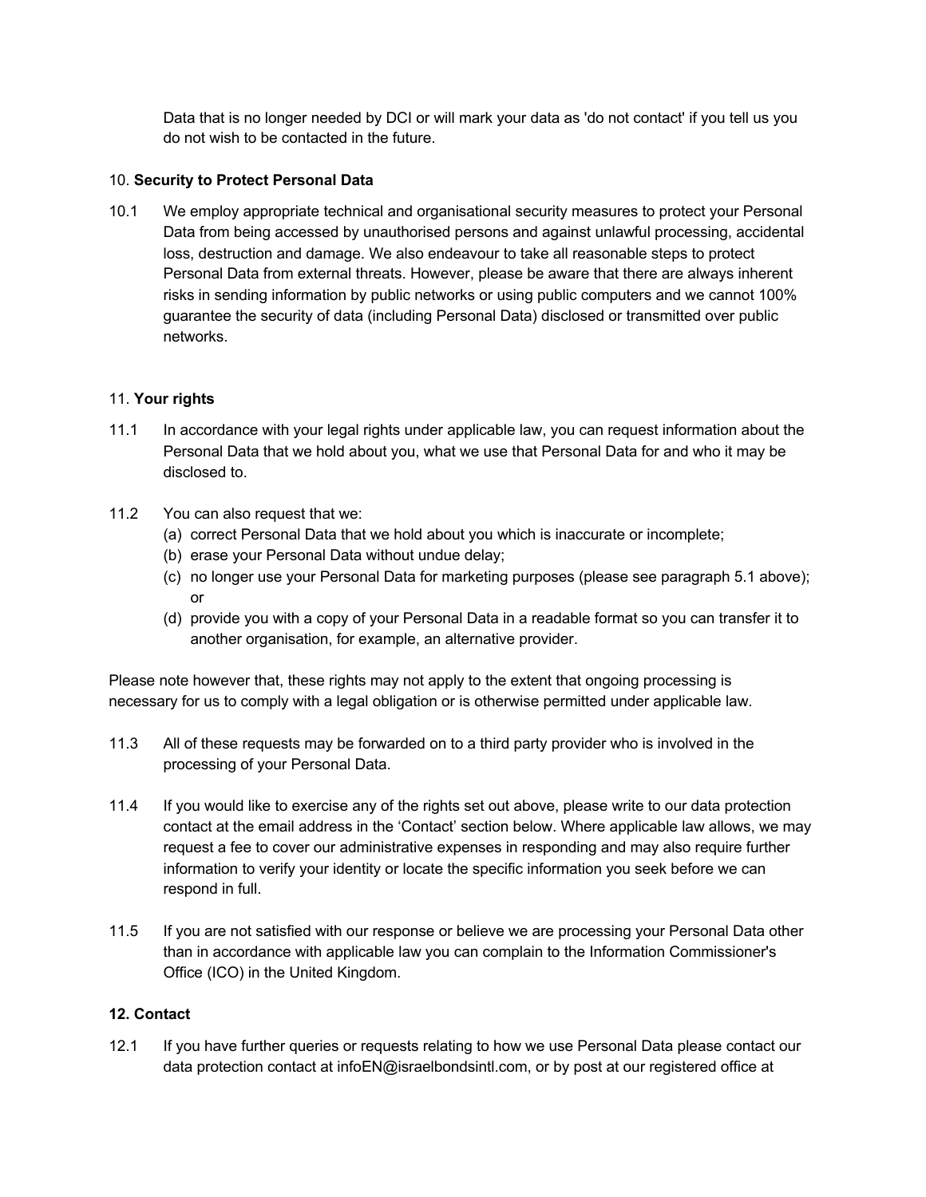Data that is no longer needed by DCI or will mark your data as 'do not contact' if you tell us you do not wish to be contacted in the future.

10. **Security to Protect Personal Data**

10.1 We employ appropriate technical and organisational security measures to protect your Personal Data from being accessed by unauthorised persons and against unlawful processing, accidental loss, destruction and damage. We also endeavour to take all reasonable steps to protect Personal Data from external threats. However, please be aware that there are always inherent risks in sending information by public networks or using public computers and we cannot 100% guarantee the security of data (including Personal Data) disclosed or transmitted over public networks.

11. **Your rights**

11.1 In accordance with your legal rights under applicable law, you can request information about the Personal Data that we hold about you, what we use that Personal Data for and who it may be disclosed to.

11.2 You can also request that we:
   (a) correct Personal Data that we hold about you which is inaccurate or incomplete;
   (b) erase your Personal Data without undue delay;
   (c) no longer use your Personal Data for marketing purposes (please see paragraph 5.1 above); or
   (d) provide you with a copy of your Personal Data in a readable format so you can transfer it to another organisation, for example, an alternative provider.

Please note however that, these rights may not apply to the extent that ongoing processing is necessary for us to comply with a legal obligation or is otherwise permitted under applicable law.

11.3 All of these requests may be forwarded on to a third party provider who is involved in the processing of your Personal Data.

11.4 If you would like to exercise any of the rights set out above, please write to our data protection contact at the email address in the 'Contact' section below. Where applicable law allows, we may request a fee to cover our administrative expenses in responding and may also require further information to verify your identity or locate the specific information you seek before we can respond in full.

11.5 If you are not satisfied with our response or believe we are processing your Personal Data other than in accordance with applicable law you can complain to the Information Commissioner's Office (ICO) in the United Kingdom.

**12. Contact**

12.1 If you have further queries or requests relating to how we use Personal Data please contact our data protection contact at infoEN@israelbondsintl.com, or by post at our registered office at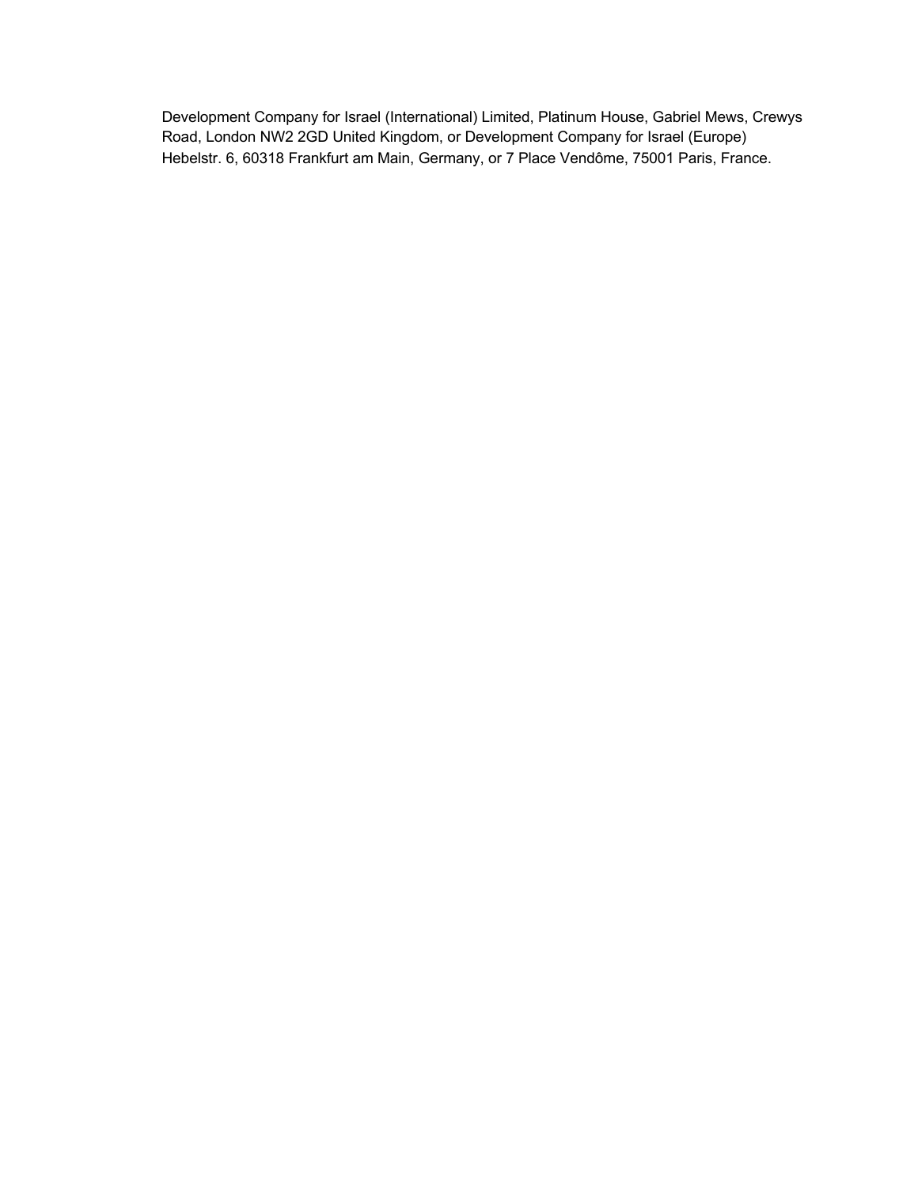Development Company for Israel (International) Limited, Platinum House, Gabriel Mews, Crewys Road, London NW2 2GD United Kingdom, or Development Company for Israel (Europe) Hebelstr. 6, 60318 Frankfurt am Main, Germany, or 7 Place Vendôme, 75001 Paris, France.